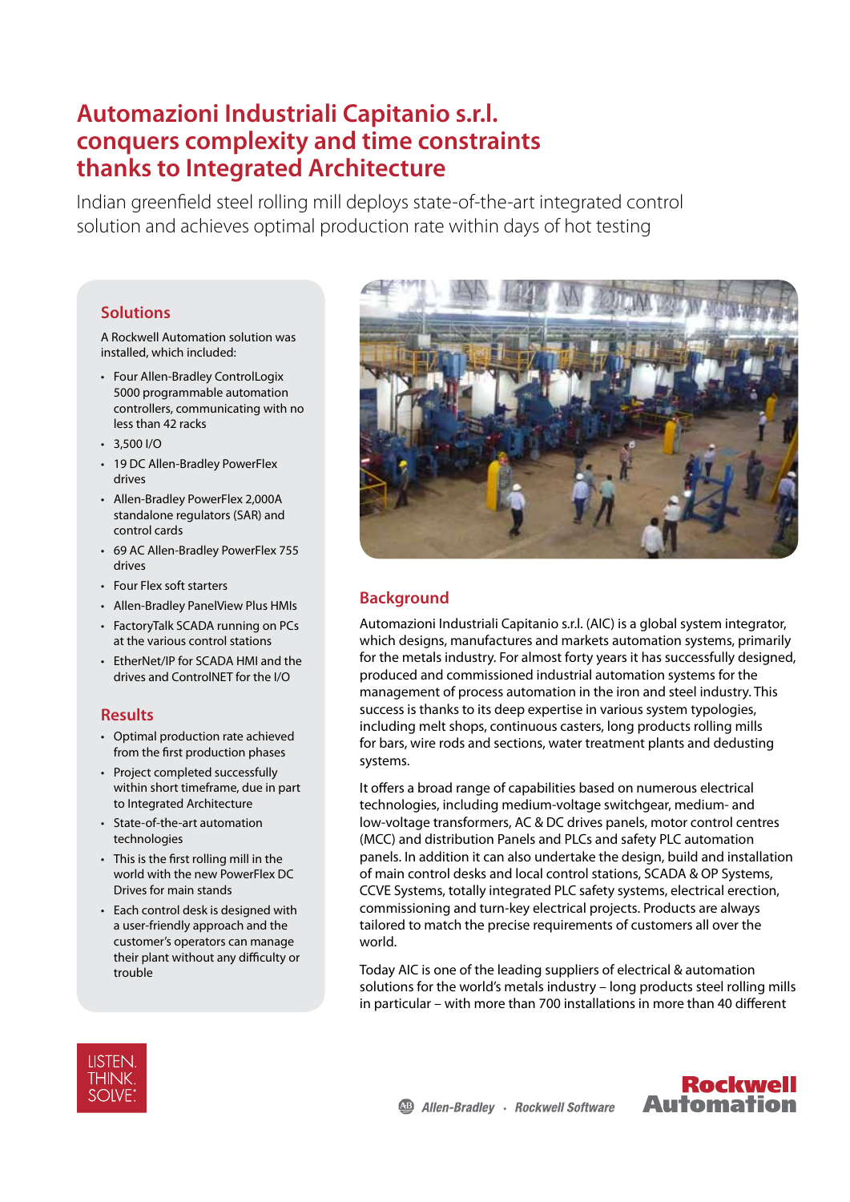# Automazioni Industriali Capitanio s.r.l. conquers complexity and time constraints thanks to Integrated Architecture

Indian greenfield steel rolling mill deploys state-of-the-art integrated control solution and achieves optimal production rate within days of hot testing

## Solutions

A Rockwell Automation solution was installed, which included:

- Four Allen-Bradley ControlLogix 5000 programmable automation controllers, communicating with no less than 42 racks
- 3,500 I/O
- 19 DC Allen-Bradley PowerFlex drives
- Allen-Bradley PowerFlex 2,000A standalone regulators (SAR) and control cards
- 69 AC Allen-Bradley PowerFlex 755 drives
- Four Flex soft starters
- Allen-Bradley PanelView Plus HMIs
- FactoryTalk SCADA running on PCs at the various control stations
- EtherNet/IP for SCADA HMI and the drives and ControlNET for the I/O

## Results

- Optimal production rate achieved from the first production phases
- Project completed successfully within short timeframe, due in part to Integrated Architecture
- State-of-the-art automation technologies
- This is the first rolling mill in the world with the new PowerFlex DC Drives for main stands
- Each control desk is designed with a user-friendly approach and the customer's operators can manage their plant without any difficulty or trouble

## Background

Automazioni Industriali Capitanio s.r.l. (AIC) is a global system integrator, which designs, manufactures and markets automation systems, primarily for the metals industry. For almost forty years it has successfully designed, produced and commissioned industrial automation systems for the management of process automation in the iron and steel industry. This success is thanks to its deep expertise in various system typologies, including melt shops, continuous casters, long products rolling mills for bars, wire rods and sections, water treatment plants and dedusting systems.

It offers a broad range of capabilities based on numerous electrical technologies, including medium-voltage switchgear, medium- and low-voltage transformers, AC & DC drives panels, motor control centres (MCC) and distribution Panels and PLCs and safety PLC automation panels. In addition it can also undertake the design, build and installation of main control desks and local control stations, SCADA & OP Systems, CCVE Systems, totally integrated PLC safety systems, electrical erection, commissioning and turn-key electrical projects. Products are always tailored to match the precise requirements of customers all over the world.

Today AIC is one of the leading suppliers of electrical & automation solutions for the world's metals industry – long products steel rolling mills in particular – with more than 700 installations in more than 40 different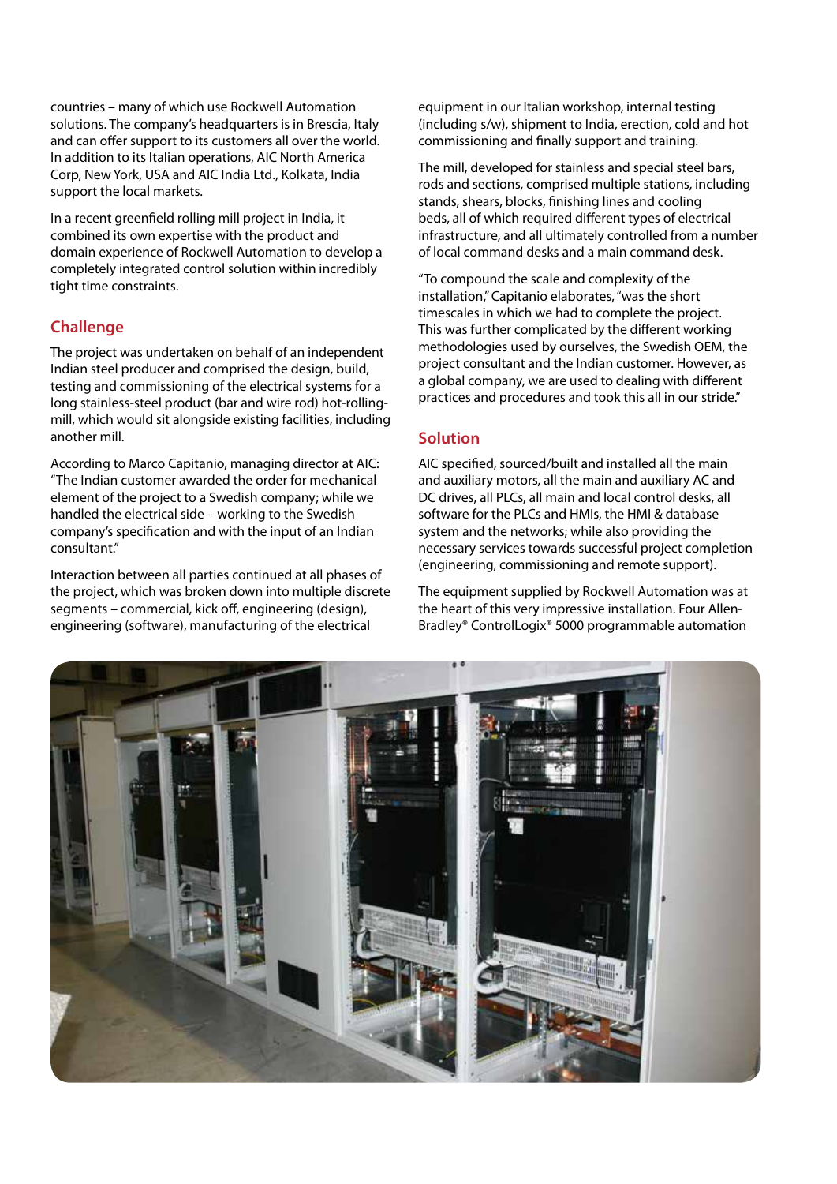countries – many of which use Rockwell Automation solutions. The company's headquarters is in Brescia, Italy and can offer support to its customers all over the world. In addition to its Italian operations, AIC North America Corp, New York, USA and AIC India Ltd., Kolkata, India support the local markets.

In a recent greenfield rolling mill project in India, it combined its own expertise with the product and domain experience of Rockwell Automation to develop a completely integrated control solution within incredibly tight time constraints.

## Challenge

The project was undertaken on behalf of an independent Indian steel producer and comprised the design, build, testing and commissioning of the electrical systems for a long stainless-steel product (bar and wire rod) hot-rolling-mill, which would sit alongside existing facilities, including another mill.

According to Marco Capitanio, managing director at AIC: "The Indian customer awarded the order for mechanical element of the project to a Swedish company; while we handled the electrical side – working to the Swedish company's specification and with the input of an Indian consultant."

Interaction between all parties continued at all phases of the project, which was broken down into multiple discrete segments – commercial, kick off, engineering (design), engineering (software), manufacturing of the electrical equipment in our Italian workshop, internal testing (including s/w), shipment to India, erection, cold and hot commissioning and finally support and training.

The mill, developed for stainless and special steel bars, rods and sections, comprised multiple stations, including stands, shears, blocks, finishing lines and cooling beds, all of which required different types of electrical infrastructure, and all ultimately controlled from a number of local command desks and a main command desk.

"To compound the scale and complexity of the installation," Capitanio elaborates, "was the short timescales in which we had to complete the project. This was further complicated by the different working methodologies used by ourselves, the Swedish OEM, the project consultant and the Indian customer. However, as a global company, we are used to dealing with different practices and procedures and took this all in our stride."

## Solution

AIC specified, sourced/built and installed all the main and auxiliary motors, all the main and auxiliary AC and DC drives, all PLCs, all main and local control desks, all software for the PLCs and HMIs, the HMI & database system and the networks; while also providing the necessary services towards successful project completion (engineering, commissioning and remote support).

The equipment supplied by Rockwell Automation was at the heart of this very impressive installation. Four Allen-Bradley® ControlLogix® 5000 programmable automation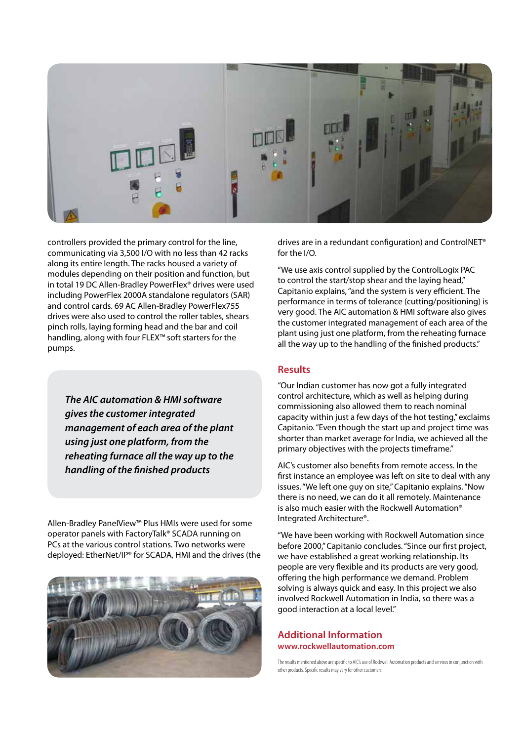controllers provided the primary control for the line, communicating via 3,500 I/O with no less than 42 racks along its entire length. The racks housed a variety of modules depending on their position and function, but in total 19 DC Allen-Bradley PowerFlex® drives were used including PowerFlex 2000A standalone regulators (SAR) and control cards. 69 AC Allen-Bradley PowerFlex755 drives were also used to control the roller tables, shears pinch rolls, laying forming head and the bar and coil handling, along with four FLEX™ soft starters for the pumps.

> ***The AIC automation & HMI software gives the customer integrated management of each area of the plant using just one platform, from the reheating furnace all the way up to the handling of the finished products***

Allen-Bradley PanelView™ Plus HMIs were used for some operator panels with FactoryTalk® SCADA running on PCs at the various control stations. Two networks were deployed: EtherNet/IP® for SCADA, HMI and the drives (the drives are in a redundant configuration) and ControlNET® for the I/O.

"We use axis control supplied by the ControlLogix PAC to control the start/stop shear and the laying head," Capitanio explains, "and the system is very efficient. The performance in terms of tolerance (cutting/positioning) is very good. The AIC automation & HMI software also gives the customer integrated management of each area of the plant using just one platform, from the reheating furnace all the way up to the handling of the finished products."

## Results

"Our Indian customer has now got a fully integrated control architecture, which as well as helping during commissioning also allowed them to reach nominal capacity within just a few days of the hot testing," exclaims Capitanio. "Even though the start up and project time was shorter than market average for India, we achieved all the primary objectives with the projects timeframe."

AIC's customer also benefits from remote access. In the first instance an employee was left on site to deal with any issues. "We left one guy on site," Capitanio explains. "Now there is no need, we can do it all remotely. Maintenance is also much easier with the Rockwell Automation® Integrated Architecture®.

"We have been working with Rockwell Automation since before 2000," Capitanio concludes. "Since our first project, we have established a great working relationship. Its people are very flexible and its products are very good, offering the high performance we demand. Problem solving is always quick and easy. In this project we also involved Rockwell Automation in India, so there was a good interaction at a local level."

## Additional Information

**www.rockwellautomation.com**

The results mentioned above are specific to AIC's use of Rockwell Automation products and services in conjunction with other products. Specific results may vary for other customers.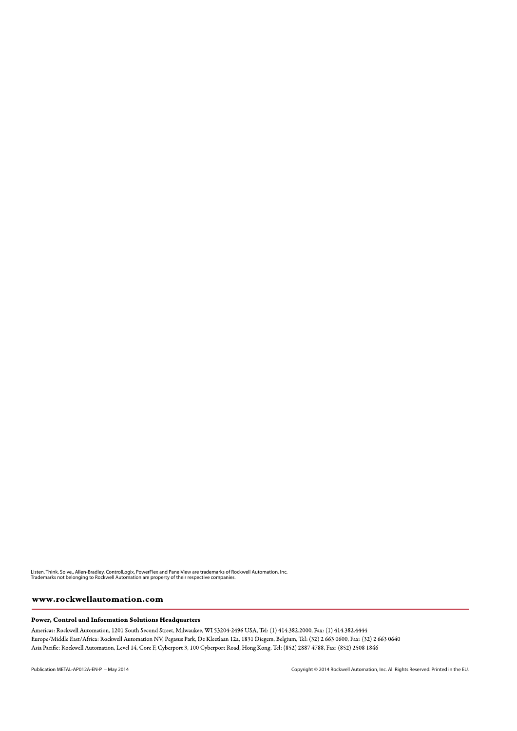Listen. Think. Solve., Allen-Bradley, ControlLogix, PowerFlex and PanelView are trademarks of Rockwell Automation, Inc.
Trademarks not belonging to Rockwell Automation are property of their respective companies.

**www.rockwellautomation.com**

**Power, Control and Information Solutions Headquarters**

Americas: Rockwell Automation, 1201 South Second Street, Milwaukee, WI 53204-2496 USA, Tel: (1) 414.382.2000, Fax: (1) 414.382.4444
Europe/Middle East/Africa: Rockwell Automation NV, Pegasus Park, De Kleetlaan 12a, 1831 Diegem, Belgium, Tel: (32) 2 663 0600, Fax: (32) 2 663 0640
Asia Pacific: Rockwell Automation, Level 14, Core F, Cyberport 3, 100 Cyberport Road, Hong Kong, Tel: (852) 2887 4788, Fax: (852) 2508 1846

Publication METAL-AP012A-EN-P – May 2014

Copyright © 2014 Rockwell Automation, Inc. All Rights Reserved. Printed in the EU.